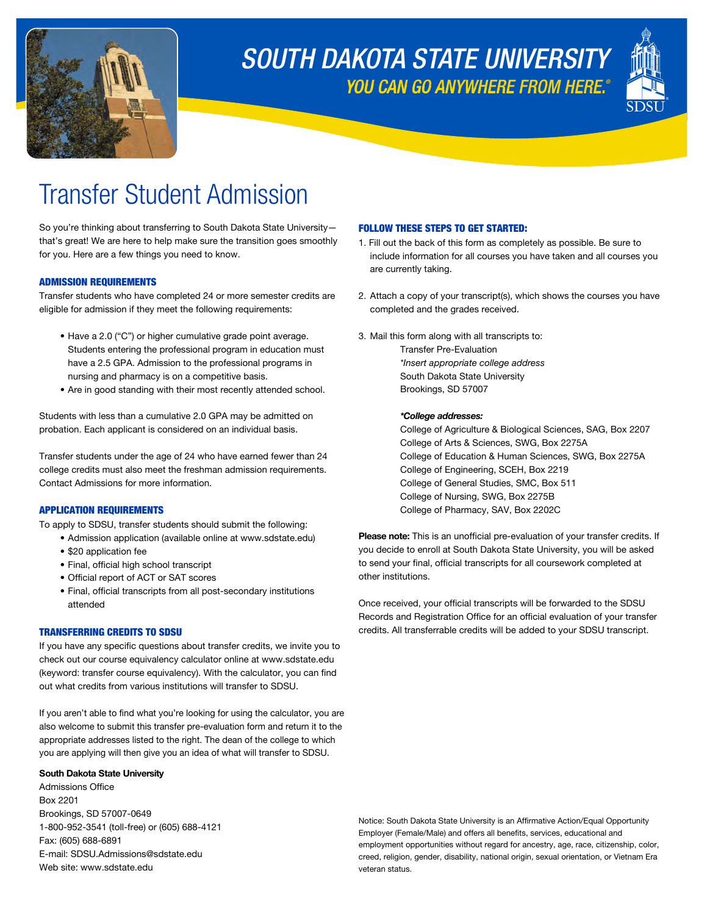# SOUTH DAKOTA STATE UNIVERSITY

*YOU CAN GO ANYWHERE FROM HERE.®*

# Transfer Student Admission

So you're thinking about transferring to South Dakota State University—that's great! We are here to help make sure the transition goes smoothly for you. Here are a few things you need to know.

## ADMISSION REQUIREMENTS

Transfer students who have completed 24 or more semester credits are eligible for admission if they meet the following requirements:

- Have a 2.0 ("C") or higher cumulative grade point average. Students entering the professional program in education must have a 2.5 GPA. Admission to the professional programs in nursing and pharmacy is on a competitive basis.
- Are in good standing with their most recently attended school.

Students with less than a cumulative 2.0 GPA may be admitted on probation. Each applicant is considered on an individual basis.

Transfer students under the age of 24 who have earned fewer than 24 college credits must also meet the freshman admission requirements. Contact Admissions for more information.

## APPLICATION REQUIREMENTS

To apply to SDSU, transfer students should submit the following:

- Admission application (available online at www.sdstate.edu)
- $20 application fee
- Final, official high school transcript
- Official report of ACT or SAT scores
- Final, official transcripts from all post-secondary institutions attended

## TRANSFERRING CREDITS TO SDSU

If you have any specific questions about transfer credits, we invite you to check out our course equivalency calculator online at www.sdstate.edu (keyword: transfer course equivalency). With the calculator, you can find out what credits from various institutions will transfer to SDSU.

If you aren't able to find what you're looking for using the calculator, you are also welcome to submit this transfer pre-evaluation form and return it to the appropriate addresses listed to the right. The dean of the college to which you are applying will then give you an idea of what will transfer to SDSU.

**South Dakota State University**
Admissions Office
Box 2201
Brookings, SD 57007-0649
1-800-952-3541 (toll-free) or (605) 688-4121
Fax: (605) 688-6891
E-mail: SDSU.Admissions@sdstate.edu
Web site: www.sdstate.edu

## FOLLOW THESE STEPS TO GET STARTED:

1. Fill out the back of this form as completely as possible. Be sure to include information for all courses you have taken and all courses you are currently taking.

2. Attach a copy of your transcript(s), which shows the courses you have completed and the grades received.

3. Mail this form along with all transcripts to:
   Transfer Pre-Evaluation
   *\*Insert appropriate college address*
   South Dakota State University
   Brookings, SD 57007

   ***College addresses:**
   College of Agriculture & Biological Sciences, SAG, Box 2207
   College of Arts & Sciences, SWG, Box 2275A
   College of Education & Human Sciences, SWG, Box 2275A
   College of Engineering, SCEH, Box 2219
   College of General Studies, SMC, Box 511
   College of Nursing, SWG, Box 2275B
   College of Pharmacy, SAV, Box 2202C

**Please note:** This is an unofficial pre-evaluation of your transfer credits. If you decide to enroll at South Dakota State University, you will be asked to send your final, official transcripts for all coursework completed at other institutions.

Once received, your official transcripts will be forwarded to the SDSU Records and Registration Office for an official evaluation of your transfer credits. All transferrable credits will be added to your SDSU transcript.

Notice: South Dakota State University is an Affirmative Action/Equal Opportunity Employer (Female/Male) and offers all benefits, services, educational and employment opportunities without regard for ancestry, age, race, citizenship, color, creed, religion, gender, disability, national origin, sexual orientation, or Vietnam Era veteran status.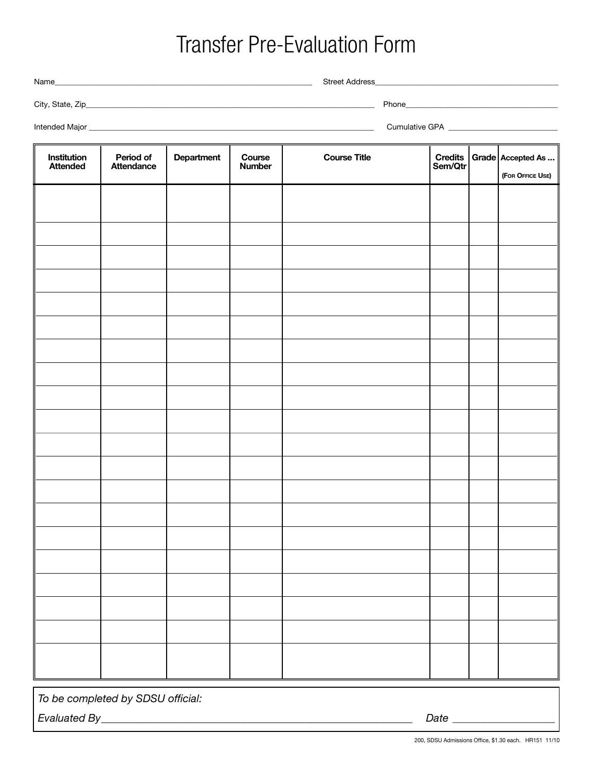# Transfer Pre-Evaluation Form

Name_______________________________________________ Street Address_______________________________________________

City, State, Zip_______________________________________________ Phone_______________________________________________

Intended Major _______________________________________________ Cumulative GPA _______________________________________________

| Institution Attended | Period of Attendance | Department | Course Number | Course Title | Credits Sem/Qtr | Grade | Accepted As … (For Office Use) |
|---|---|---|---|---|---|---|---|
| | | | | | | | |
| | | | | | | | |
| | | | | | | | |
| | | | | | | | |
| | | | | | | | |
| | | | | | | | |
| | | | | | | | |
| | | | | | | | |
| | | | | | | | |
| | | | | | | | |
| | | | | | | | |
| | | | | | | | |
| | | | | | | | |
| | | | | | | | |
| | | | | | | | |
| | | | | | | | |
| | | | | | | | |
| | | | | | | | |
| | | | | | | | |
| | | | | | | | |

*To be completed by SDSU official:*

*Evaluated By*_______________________________________________ *Date* ___________________

200, SDSU Admissions Office, $1.30 each. HR151 11/10